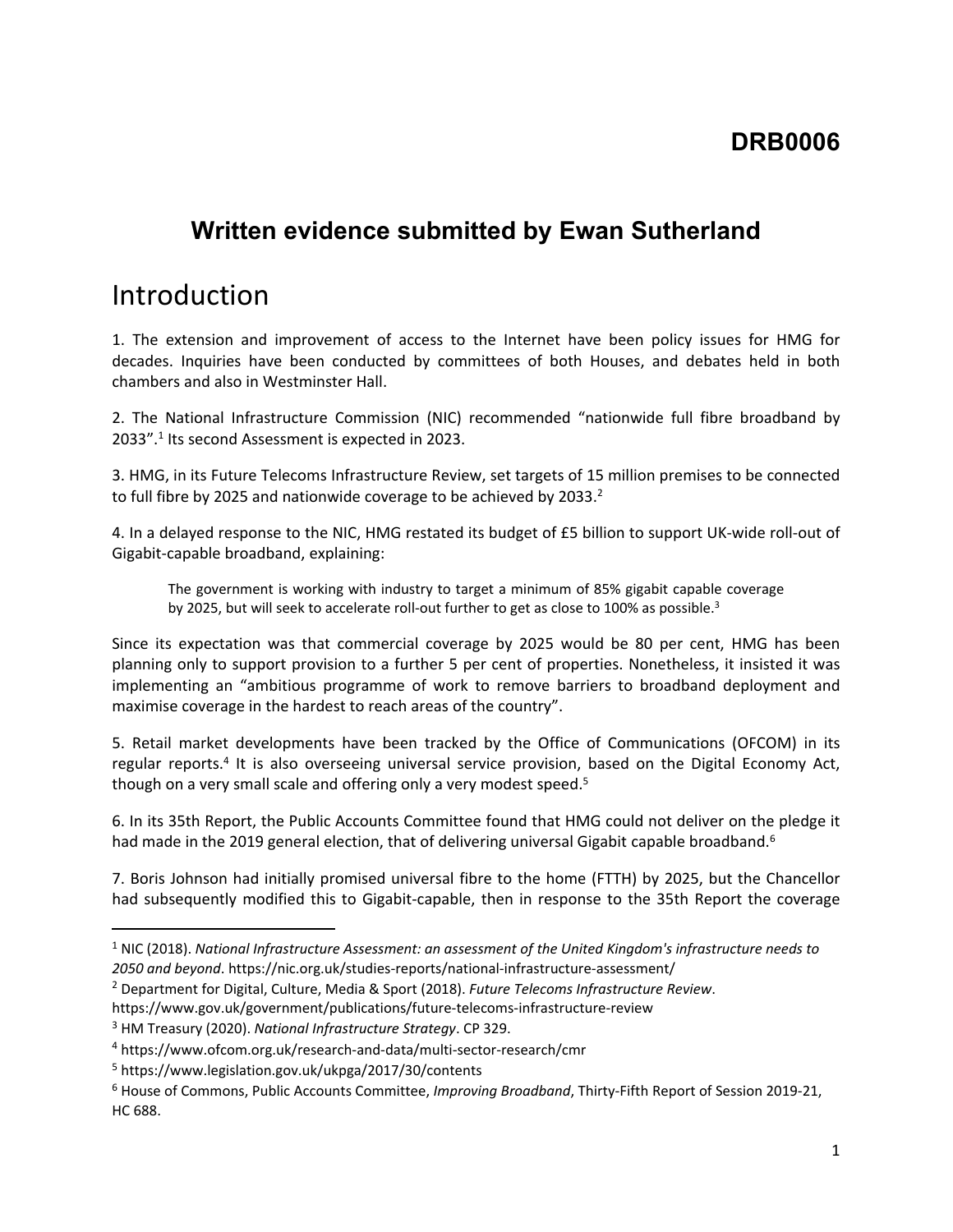**DRB0006**

## Written evidence submitted by Ewan Sutherland

# Introduction

1. The extension and improvement of access to the Internet have been policy issues for HMG for decades. Inquiries have been conducted by committees of both Houses, and debates held in both chambers and also in Westminster Hall.

2. The National Infrastructure Commission (NIC) recommended "nationwide full fibre broadband by 2033".[1] Its second Assessment is expected in 2023.

3. HMG, in its Future Telecoms Infrastructure Review, set targets of 15 million premises to be connected to full fibre by 2025 and nationwide coverage to be achieved by 2033.[2]

4. In a delayed response to the NIC, HMG restated its budget of £5 billion to support UK-wide roll-out of Gigabit-capable broadband, explaining:

> The government is working with industry to target a minimum of 85% gigabit capable coverage by 2025, but will seek to accelerate roll-out further to get as close to 100% as possible.[3]

Since its expectation was that commercial coverage by 2025 would be 80 per cent, HMG has been planning only to support provision to a further 5 per cent of properties. Nonetheless, it insisted it was implementing an "ambitious programme of work to remove barriers to broadband deployment and maximise coverage in the hardest to reach areas of the country".

5. Retail market developments have been tracked by the Office of Communications (OFCOM) in its regular reports.[4] It is also overseeing universal service provision, based on the Digital Economy Act, though on a very small scale and offering only a very modest speed.[5]

6. In its 35th Report, the Public Accounts Committee found that HMG could not deliver on the pledge it had made in the 2019 general election, that of delivering universal Gigabit capable broadband.[6]

7. Boris Johnson had initially promised universal fibre to the home (FTTH) by 2025, but the Chancellor had subsequently modified this to Gigabit-capable, then in response to the 35th Report the coverage

---

[1] NIC (2018). *National Infrastructure Assessment: an assessment of the United Kingdom's infrastructure needs to 2050 and beyond*. https://nic.org.uk/studies-reports/national-infrastructure-assessment/

[2] Department for Digital, Culture, Media & Sport (2018). *Future Telecoms Infrastructure Review*. https://www.gov.uk/government/publications/future-telecoms-infrastructure-review

[3] HM Treasury (2020). *National Infrastructure Strategy*. CP 329.

[4] https://www.ofcom.org.uk/research-and-data/multi-sector-research/cmr

[5] https://www.legislation.gov.uk/ukpga/2017/30/contents

[6] House of Commons, Public Accounts Committee, *Improving Broadband*, Thirty-Fifth Report of Session 2019-21, HC 688.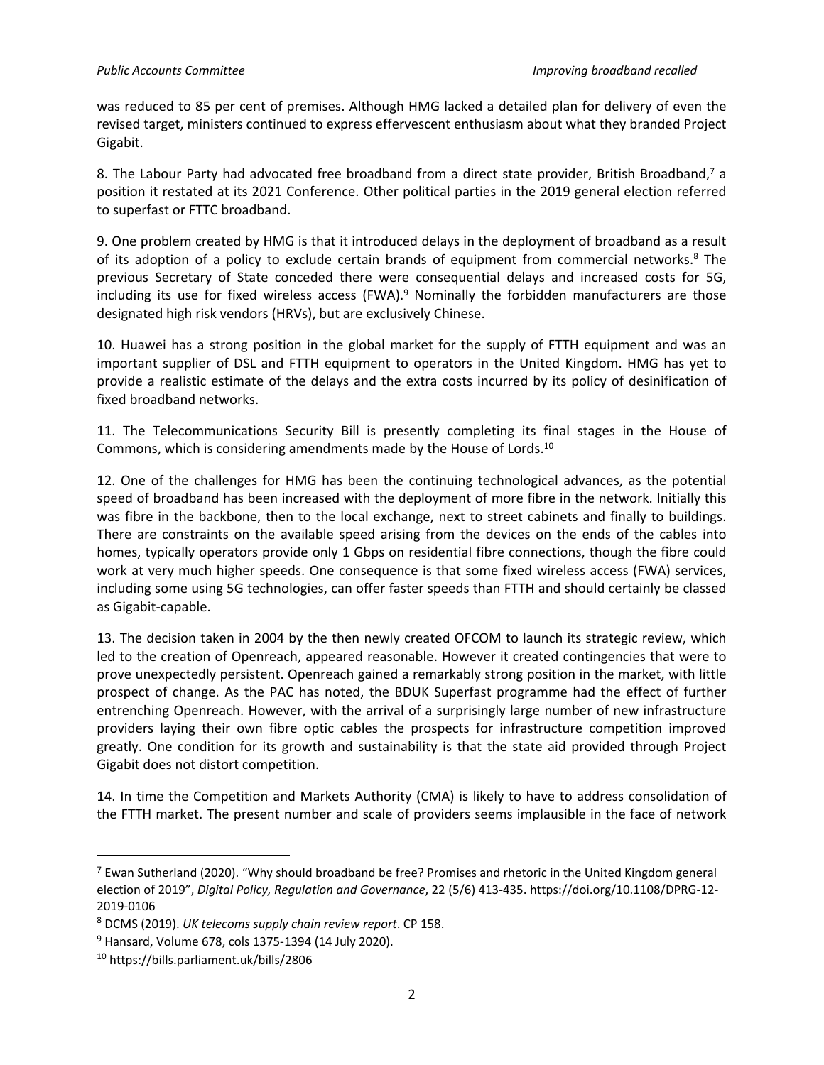was reduced to 85 per cent of premises. Although HMG lacked a detailed plan for delivery of even the revised target, ministers continued to express effervescent enthusiasm about what they branded Project Gigabit.

8. The Labour Party had advocated free broadband from a direct state provider, British Broadband,[7] a position it restated at its 2021 Conference. Other political parties in the 2019 general election referred to superfast or FTTC broadband.

9. One problem created by HMG is that it introduced delays in the deployment of broadband as a result of its adoption of a policy to exclude certain brands of equipment from commercial networks.[8] The previous Secretary of State conceded there were consequential delays and increased costs for 5G, including its use for fixed wireless access (FWA).[9] Nominally the forbidden manufacturers are those designated high risk vendors (HRVs), but are exclusively Chinese.

10. Huawei has a strong position in the global market for the supply of FTTH equipment and was an important supplier of DSL and FTTH equipment to operators in the United Kingdom. HMG has yet to provide a realistic estimate of the delays and the extra costs incurred by its policy of desinification of fixed broadband networks.

11. The Telecommunications Security Bill is presently completing its final stages in the House of Commons, which is considering amendments made by the House of Lords.[10]

12. One of the challenges for HMG has been the continuing technological advances, as the potential speed of broadband has been increased with the deployment of more fibre in the network. Initially this was fibre in the backbone, then to the local exchange, next to street cabinets and finally to buildings. There are constraints on the available speed arising from the devices on the ends of the cables into homes, typically operators provide only 1 Gbps on residential fibre connections, though the fibre could work at very much higher speeds. One consequence is that some fixed wireless access (FWA) services, including some using 5G technologies, can offer faster speeds than FTTH and should certainly be classed as Gigabit-capable.

13. The decision taken in 2004 by the then newly created OFCOM to launch its strategic review, which led to the creation of Openreach, appeared reasonable. However it created contingencies that were to prove unexpectedly persistent. Openreach gained a remarkably strong position in the market, with little prospect of change. As the PAC has noted, the BDUK Superfast programme had the effect of further entrenching Openreach. However, with the arrival of a surprisingly large number of new infrastructure providers laying their own fibre optic cables the prospects for infrastructure competition improved greatly. One condition for its growth and sustainability is that the state aid provided through Project Gigabit does not distort competition.

14. In time the Competition and Markets Authority (CMA) is likely to have to address consolidation of the FTTH market. The present number and scale of providers seems implausible in the face of network

---

[7] Ewan Sutherland (2020). "Why should broadband be free? Promises and rhetoric in the United Kingdom general election of 2019", *Digital Policy, Regulation and Governance*, 22 (5/6) 413-435. https://doi.org/10.1108/DPRG-12-2019-0106

[8] DCMS (2019). *UK telecoms supply chain review report*. CP 158.

[9] Hansard, Volume 678, cols 1375-1394 (14 July 2020).

[10] https://bills.parliament.uk/bills/2806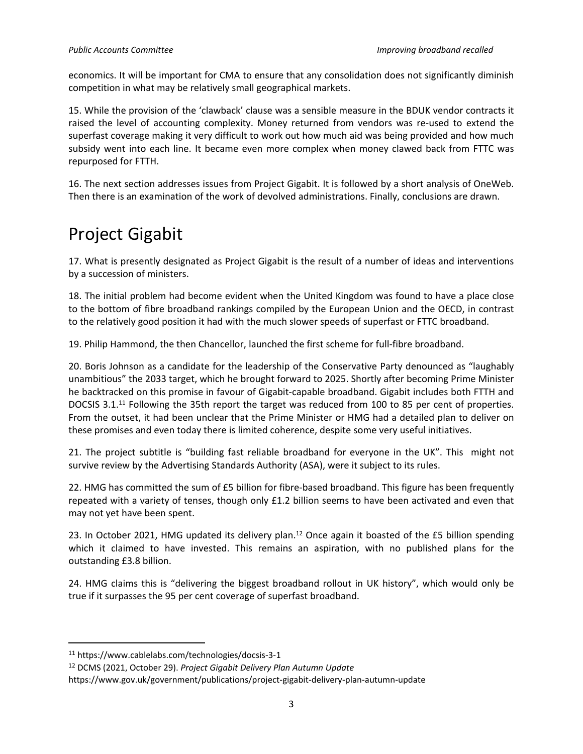economics. It will be important for CMA to ensure that any consolidation does not significantly diminish competition in what may be relatively small geographical markets.

15. While the provision of the 'clawback' clause was a sensible measure in the BDUK vendor contracts it raised the level of accounting complexity. Money returned from vendors was re-used to extend the superfast coverage making it very difficult to work out how much aid was being provided and how much subsidy went into each line. It became even more complex when money clawed back from FTTC was repurposed for FTTH.

16. The next section addresses issues from Project Gigabit. It is followed by a short analysis of OneWeb. Then there is an examination of the work of devolved administrations. Finally, conclusions are drawn.

# Project Gigabit

17. What is presently designated as Project Gigabit is the result of a number of ideas and interventions by a succession of ministers.

18. The initial problem had become evident when the United Kingdom was found to have a place close to the bottom of fibre broadband rankings compiled by the European Union and the OECD, in contrast to the relatively good position it had with the much slower speeds of superfast or FTTC broadband.

19. Philip Hammond, the then Chancellor, launched the first scheme for full-fibre broadband.

20. Boris Johnson as a candidate for the leadership of the Conservative Party denounced as "laughably unambitious" the 2033 target, which he brought forward to 2025. Shortly after becoming Prime Minister he backtracked on this promise in favour of Gigabit-capable broadband. Gigabit includes both FTTH and DOCSIS 3.1.[11] Following the 35th report the target was reduced from 100 to 85 per cent of properties. From the outset, it had been unclear that the Prime Minister or HMG had a detailed plan to deliver on these promises and even today there is limited coherence, despite some very useful initiatives.

21. The project subtitle is "building fast reliable broadband for everyone in the UK". This might not survive review by the Advertising Standards Authority (ASA), were it subject to its rules.

22. HMG has committed the sum of £5 billion for fibre-based broadband. This figure has been frequently repeated with a variety of tenses, though only £1.2 billion seems to have been activated and even that may not yet have been spent.

23. In October 2021, HMG updated its delivery plan.[12] Once again it boasted of the £5 billion spending which it claimed to have invested. This remains an aspiration, with no published plans for the outstanding £3.8 billion.

24. HMG claims this is "delivering the biggest broadband rollout in UK history", which would only be true if it surpasses the 95 per cent coverage of superfast broadband.

---

[11] https://www.cablelabs.com/technologies/docsis-3-1

[12] DCMS (2021, October 29). *Project Gigabit Delivery Plan Autumn Update* https://www.gov.uk/government/publications/project-gigabit-delivery-plan-autumn-update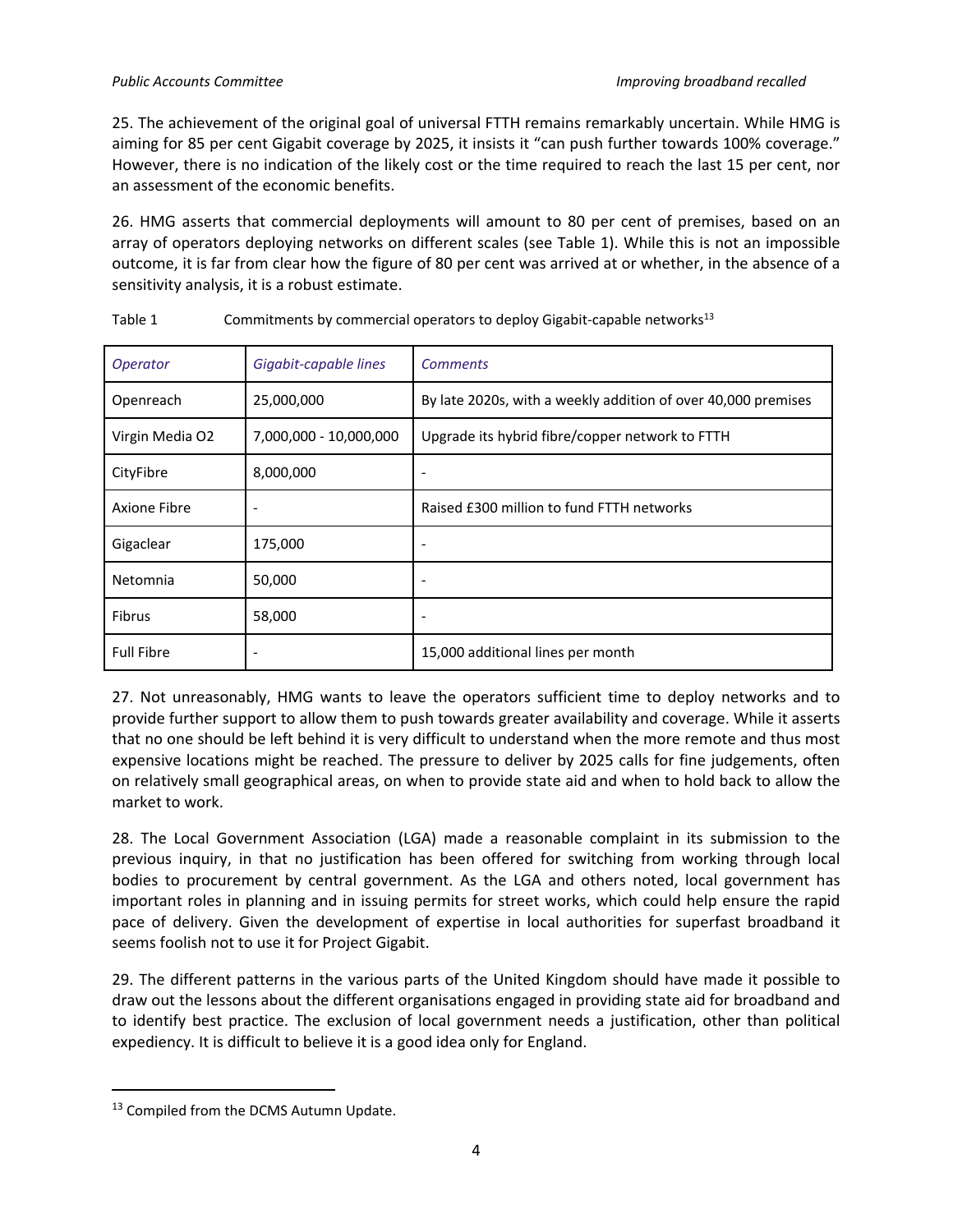25. The achievement of the original goal of universal FTTH remains remarkably uncertain. While HMG is aiming for 85 per cent Gigabit coverage by 2025, it insists it "can push further towards 100% coverage." However, there is no indication of the likely cost or the time required to reach the last 15 per cent, nor an assessment of the economic benefits.

26. HMG asserts that commercial deployments will amount to 80 per cent of premises, based on an array of operators deploying networks on different scales (see Table 1). While this is not an impossible outcome, it is far from clear how the figure of 80 per cent was arrived at or whether, in the absence of a sensitivity analysis, it is a robust estimate.

Table 1 Commitments by commercial operators to deploy Gigabit-capable networks[13]

| *Operator* | *Gigabit-capable lines* | *Comments* |
| --- | --- | --- |
| Openreach | 25,000,000 | By late 2020s, with a weekly addition of over 40,000 premises |
| Virgin Media O2 | 7,000,000 - 10,000,000 | Upgrade its hybrid fibre/copper network to FTTH |
| CityFibre | 8,000,000 | - |
| Axione Fibre | - | Raised £300 million to fund FTTH networks |
| Gigaclear | 175,000 | - |
| Netomnia | 50,000 | - |
| Fibrus | 58,000 | - |
| Full Fibre | - | 15,000 additional lines per month |

27. Not unreasonably, HMG wants to leave the operators sufficient time to deploy networks and to provide further support to allow them to push towards greater availability and coverage. While it asserts that no one should be left behind it is very difficult to understand when the more remote and thus most expensive locations might be reached. The pressure to deliver by 2025 calls for fine judgements, often on relatively small geographical areas, on when to provide state aid and when to hold back to allow the market to work.

28. The Local Government Association (LGA) made a reasonable complaint in its submission to the previous inquiry, in that no justification has been offered for switching from working through local bodies to procurement by central government. As the LGA and others noted, local government has important roles in planning and in issuing permits for street works, which could help ensure the rapid pace of delivery. Given the development of expertise in local authorities for superfast broadband it seems foolish not to use it for Project Gigabit.

29. The different patterns in the various parts of the United Kingdom should have made it possible to draw out the lessons about the different organisations engaged in providing state aid for broadband and to identify best practice. The exclusion of local government needs a justification, other than political expediency. It is difficult to believe it is a good idea only for England.

[13] Compiled from the DCMS Autumn Update.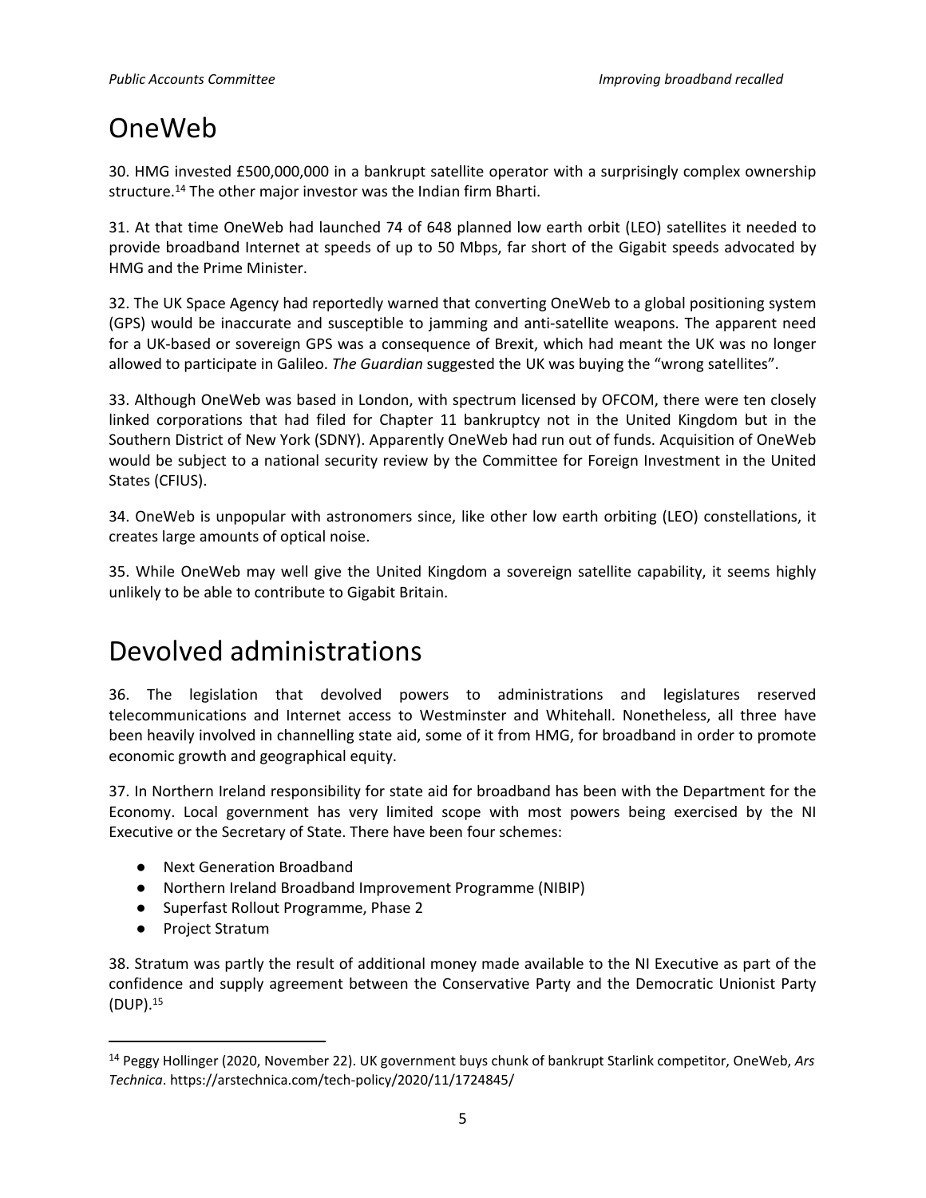## OneWeb

30. HMG invested £500,000,000 in a bankrupt satellite operator with a surprisingly complex ownership structure.[14] The other major investor was the Indian firm Bharti.

31. At that time OneWeb had launched 74 of 648 planned low earth orbit (LEO) satellites it needed to provide broadband Internet at speeds of up to 50 Mbps, far short of the Gigabit speeds advocated by HMG and the Prime Minister.

32. The UK Space Agency had reportedly warned that converting OneWeb to a global positioning system (GPS) would be inaccurate and susceptible to jamming and anti-satellite weapons. The apparent need for a UK-based or sovereign GPS was a consequence of Brexit, which had meant the UK was no longer allowed to participate in Galileo. *The Guardian* suggested the UK was buying the "wrong satellites".

33. Although OneWeb was based in London, with spectrum licensed by OFCOM, there were ten closely linked corporations that had filed for Chapter 11 bankruptcy not in the United Kingdom but in the Southern District of New York (SDNY). Apparently OneWeb had run out of funds. Acquisition of OneWeb would be subject to a national security review by the Committee for Foreign Investment in the United States (CFIUS).

34. OneWeb is unpopular with astronomers since, like other low earth orbiting (LEO) constellations, it creates large amounts of optical noise.

35. While OneWeb may well give the United Kingdom a sovereign satellite capability, it seems highly unlikely to be able to contribute to Gigabit Britain.

## Devolved administrations

36. The legislation that devolved powers to administrations and legislatures reserved telecommunications and Internet access to Westminster and Whitehall. Nonetheless, all three have been heavily involved in channelling state aid, some of it from HMG, for broadband in order to promote economic growth and geographical equity.

37. In Northern Ireland responsibility for state aid for broadband has been with the Department for the Economy. Local government has very limited scope with most powers being exercised by the NI Executive or the Secretary of State. There have been four schemes:

- Next Generation Broadband
- Northern Ireland Broadband Improvement Programme (NIBIP)
- Superfast Rollout Programme, Phase 2
- Project Stratum

38. Stratum was partly the result of additional money made available to the NI Executive as part of the confidence and supply agreement between the Conservative Party and the Democratic Unionist Party (DUP).[15]

---

[14] Peggy Hollinger (2020, November 22). UK government buys chunk of bankrupt Starlink competitor, OneWeb, *Ars Technica*. https://arstechnica.com/tech-policy/2020/11/1724845/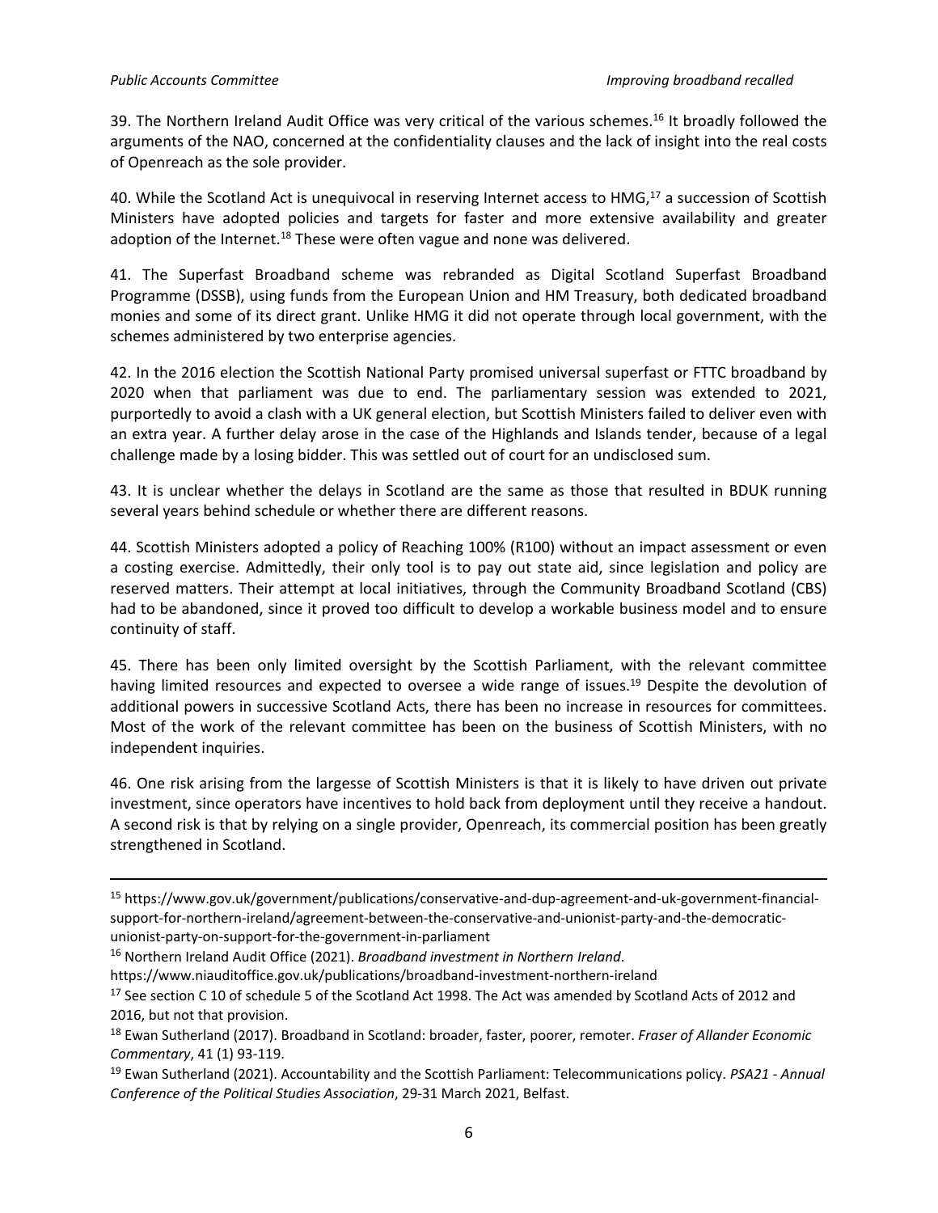39. The Northern Ireland Audit Office was very critical of the various schemes.[16] It broadly followed the arguments of the NAO, concerned at the confidentiality clauses and the lack of insight into the real costs of Openreach as the sole provider.

40. While the Scotland Act is unequivocal in reserving Internet access to HMG,[17] a succession of Scottish Ministers have adopted policies and targets for faster and more extensive availability and greater adoption of the Internet.[18] These were often vague and none was delivered.

41. The Superfast Broadband scheme was rebranded as Digital Scotland Superfast Broadband Programme (DSSB), using funds from the European Union and HM Treasury, both dedicated broadband monies and some of its direct grant. Unlike HMG it did not operate through local government, with the schemes administered by two enterprise agencies.

42. In the 2016 election the Scottish National Party promised universal superfast or FTTC broadband by 2020 when that parliament was due to end. The parliamentary session was extended to 2021, purportedly to avoid a clash with a UK general election, but Scottish Ministers failed to deliver even with an extra year. A further delay arose in the case of the Highlands and Islands tender, because of a legal challenge made by a losing bidder. This was settled out of court for an undisclosed sum.

43. It is unclear whether the delays in Scotland are the same as those that resulted in BDUK running several years behind schedule or whether there are different reasons.

44. Scottish Ministers adopted a policy of Reaching 100% (R100) without an impact assessment or even a costing exercise. Admittedly, their only tool is to pay out state aid, since legislation and policy are reserved matters. Their attempt at local initiatives, through the Community Broadband Scotland (CBS) had to be abandoned, since it proved too difficult to develop a workable business model and to ensure continuity of staff.

45. There has been only limited oversight by the Scottish Parliament, with the relevant committee having limited resources and expected to oversee a wide range of issues.[19] Despite the devolution of additional powers in successive Scotland Acts, there has been no increase in resources for committees. Most of the work of the relevant committee has been on the business of Scottish Ministers, with no independent inquiries.

46. One risk arising from the largesse of Scottish Ministers is that it is likely to have driven out private investment, since operators have incentives to hold back from deployment until they receive a handout. A second risk is that by relying on a single provider, Openreach, its commercial position has been greatly strengthened in Scotland.

---

[15] https://www.gov.uk/government/publications/conservative-and-dup-agreement-and-uk-government-financial-support-for-northern-ireland/agreement-between-the-conservative-and-unionist-party-and-the-democratic-unionist-party-on-support-for-the-government-in-parliament

[16] Northern Ireland Audit Office (2021). *Broadband investment in Northern Ireland*. https://www.niauditoffice.gov.uk/publications/broadband-investment-northern-ireland

[17] See section C 10 of schedule 5 of the Scotland Act 1998. The Act was amended by Scotland Acts of 2012 and 2016, but not that provision.

[18] Ewan Sutherland (2017). Broadband in Scotland: broader, faster, poorer, remoter. *Fraser of Allander Economic Commentary*, 41 (1) 93-119.

[19] Ewan Sutherland (2021). Accountability and the Scottish Parliament: Telecommunications policy. *PSA21 - Annual Conference of the Political Studies Association*, 29-31 March 2021, Belfast.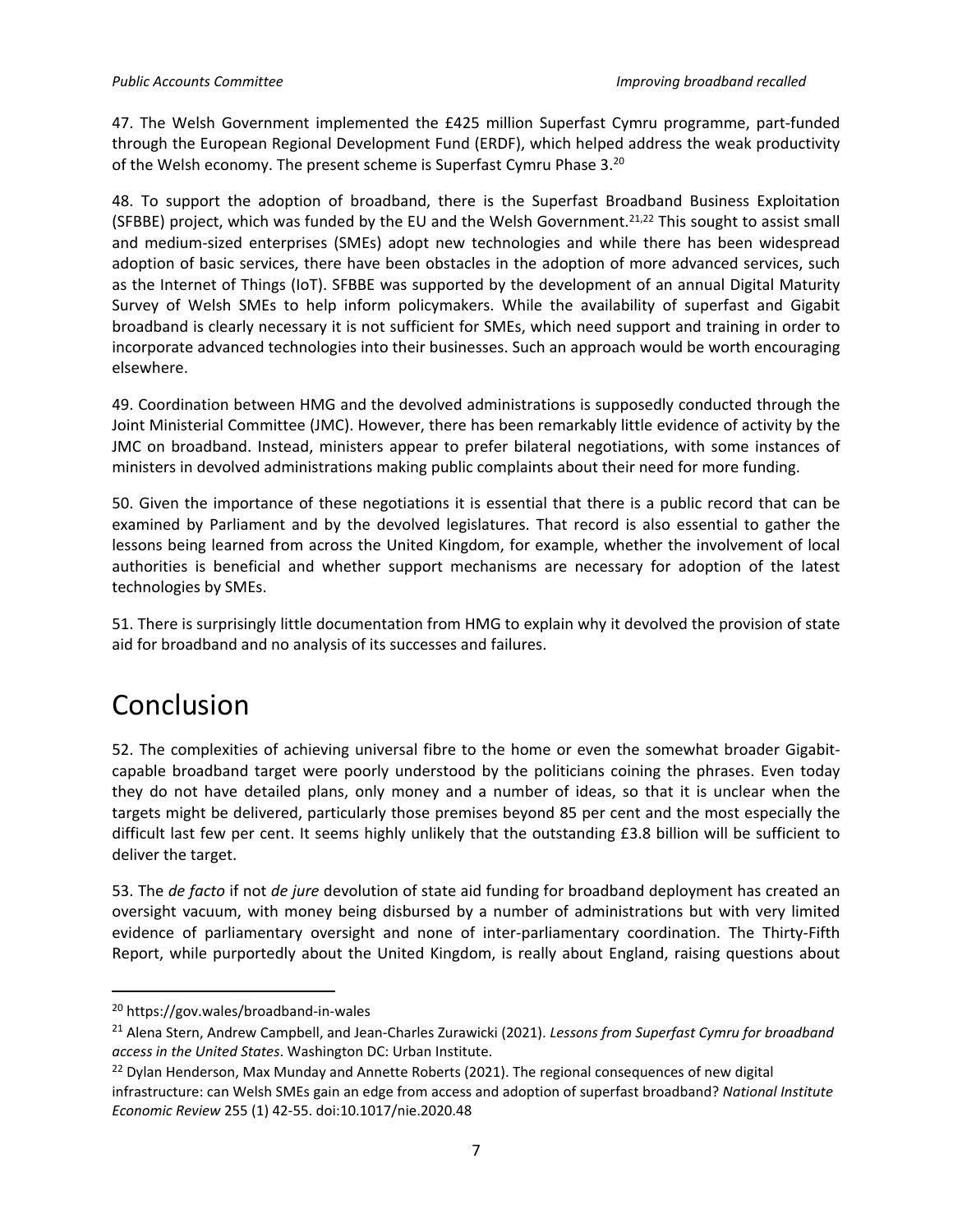47. The Welsh Government implemented the £425 million Superfast Cymru programme, part-funded through the European Regional Development Fund (ERDF), which helped address the weak productivity of the Welsh economy. The present scheme is Superfast Cymru Phase 3.[20]

48. To support the adoption of broadband, there is the Superfast Broadband Business Exploitation (SFBBE) project, which was funded by the EU and the Welsh Government.[21,22] This sought to assist small and medium-sized enterprises (SMEs) adopt new technologies and while there has been widespread adoption of basic services, there have been obstacles in the adoption of more advanced services, such as the Internet of Things (IoT). SFBBE was supported by the development of an annual Digital Maturity Survey of Welsh SMEs to help inform policymakers. While the availability of superfast and Gigabit broadband is clearly necessary it is not sufficient for SMEs, which need support and training in order to incorporate advanced technologies into their businesses. Such an approach would be worth encouraging elsewhere.

49. Coordination between HMG and the devolved administrations is supposedly conducted through the Joint Ministerial Committee (JMC). However, there has been remarkably little evidence of activity by the JMC on broadband. Instead, ministers appear to prefer bilateral negotiations, with some instances of ministers in devolved administrations making public complaints about their need for more funding.

50. Given the importance of these negotiations it is essential that there is a public record that can be examined by Parliament and by the devolved legislatures. That record is also essential to gather the lessons being learned from across the United Kingdom, for example, whether the involvement of local authorities is beneficial and whether support mechanisms are necessary for adoption of the latest technologies by SMEs.

51. There is surprisingly little documentation from HMG to explain why it devolved the provision of state aid for broadband and no analysis of its successes and failures.

# Conclusion

52. The complexities of achieving universal fibre to the home or even the somewhat broader Gigabit-capable broadband target were poorly understood by the politicians coining the phrases. Even today they do not have detailed plans, only money and a number of ideas, so that it is unclear when the targets might be delivered, particularly those premises beyond 85 per cent and the most especially the difficult last few per cent. It seems highly unlikely that the outstanding £3.8 billion will be sufficient to deliver the target.

53. The *de facto* if not *de jure* devolution of state aid funding for broadband deployment has created an oversight vacuum, with money being disbursed by a number of administrations but with very limited evidence of parliamentary oversight and none of inter-parliamentary coordination. The Thirty-Fifth Report, while purportedly about the United Kingdom, is really about England, raising questions about

---

[20] https://gov.wales/broadband-in-wales

[21] Alena Stern, Andrew Campbell, and Jean-Charles Zurawicki (2021). *Lessons from Superfast Cymru for broadband access in the United States*. Washington DC: Urban Institute.

[22] Dylan Henderson, Max Munday and Annette Roberts (2021). The regional consequences of new digital infrastructure: can Welsh SMEs gain an edge from access and adoption of superfast broadband? *National Institute Economic Review* 255 (1) 42-55. doi:10.1017/nie.2020.48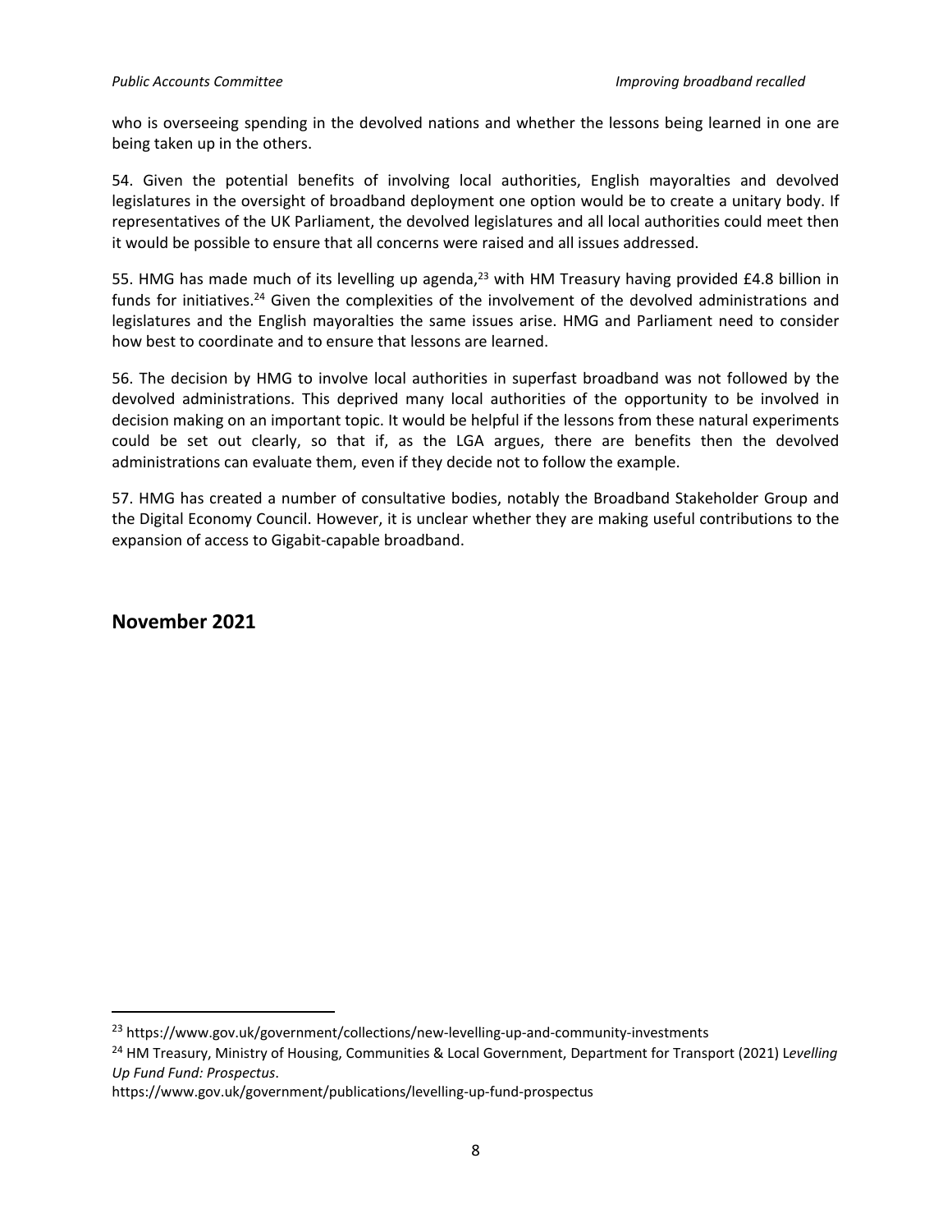who is overseeing spending in the devolved nations and whether the lessons being learned in one are being taken up in the others.

54. Given the potential benefits of involving local authorities, English mayoralties and devolved legislatures in the oversight of broadband deployment one option would be to create a unitary body. If representatives of the UK Parliament, the devolved legislatures and all local authorities could meet then it would be possible to ensure that all concerns were raised and all issues addressed.

55. HMG has made much of its levelling up agenda,[23] with HM Treasury having provided £4.8 billion in funds for initiatives.[24] Given the complexities of the involvement of the devolved administrations and legislatures and the English mayoralties the same issues arise. HMG and Parliament need to consider how best to coordinate and to ensure that lessons are learned.

56. The decision by HMG to involve local authorities in superfast broadband was not followed by the devolved administrations. This deprived many local authorities of the opportunity to be involved in decision making on an important topic. It would be helpful if the lessons from these natural experiments could be set out clearly, so that if, as the LGA argues, there are benefits then the devolved administrations can evaluate them, even if they decide not to follow the example.

57. HMG has created a number of consultative bodies, notably the Broadband Stakeholder Group and the Digital Economy Council. However, it is unclear whether they are making useful contributions to the expansion of access to Gigabit-capable broadband.

## November 2021

---

[23] https://www.gov.uk/government/collections/new-levelling-up-and-community-investments

[24] HM Treasury, Ministry of Housing, Communities & Local Government, Department for Transport (2021) L*evelling Up Fund Fund: Prospectus*.
https://www.gov.uk/government/publications/levelling-up-fund-prospectus